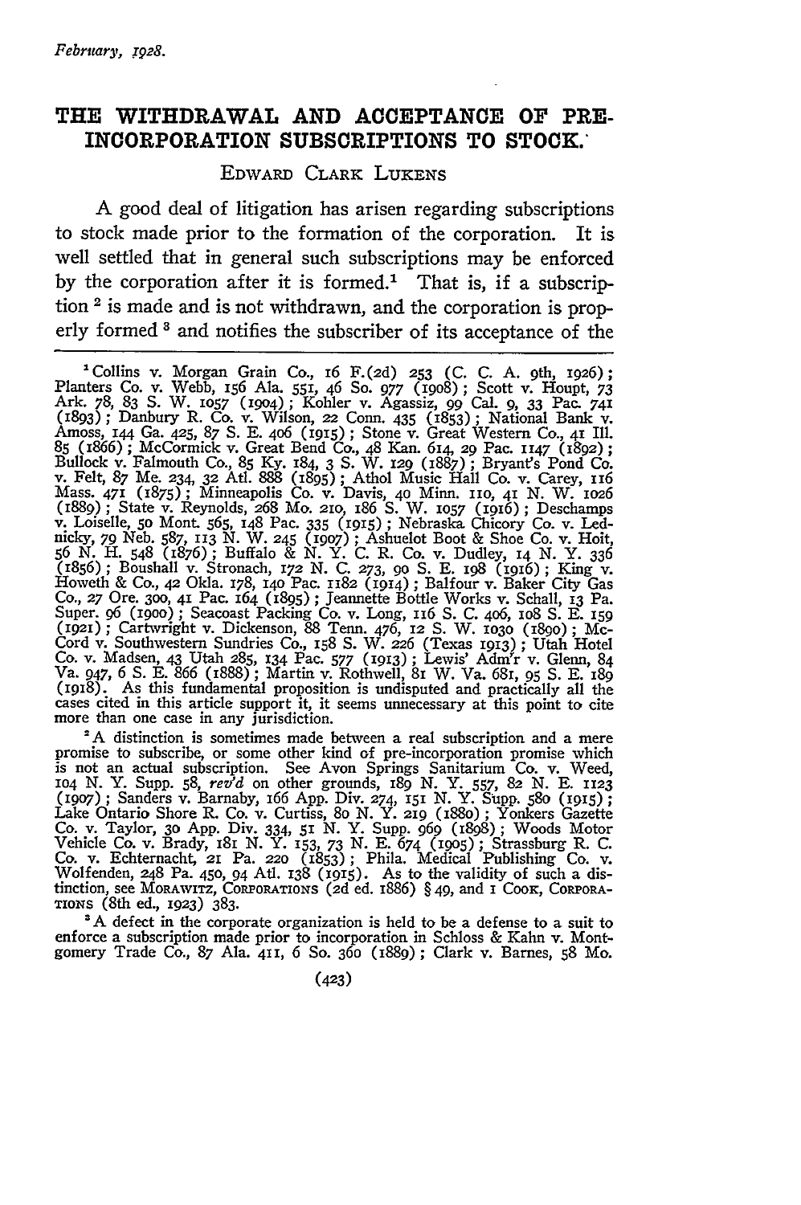# THE WITHDRAWAL AND ACCEPTANCE OF PRE-INCORPORATION SUBSCRIPTIONS TO STOCK.

EDWARD CLARK LUKENS

A good deal of litigation has arisen regarding subscriptions to stock made prior to the formation of the corporation. It is well settled that in general such subscriptions may be enforced by the corporation after it is formed.[1] That is, if a subscription [2] is made and is not withdrawn, and the corporation is properly formed [3] and notifies the subscriber of its acceptance of the

---

[1] Collins v. Morgan Grain Co., 16 F.(2d) 253 (C. C. A. 9th, 1926); Planters Co. v. Webb, 156 Ala. 551, 46 So. 977 (1908); Scott v. Houpt, 73 Ark. 78, 83 S. W. 1057 (1904); Kohler v. Agassiz, 99 Cal. 9, 33 Pac. 741 (1893); Danbury R. Co. v. Wilson, 22 Conn. 435 (1853); National Bank v. Amoss, 144 Ga. 425, 87 S. E. 406 (1915); Stone v. Great Western Co., 41 Ill. 85 (1866); McCormick v. Great Bend Co., 48 Kan. 614, 29 Pac. 1147 (1892); Bullock v. Falmouth Co., 85 Ky. 184, 3 S. W. 129 (1887); Bryant's Pond Co. v. Felt, 87 Me. 234, 32 Atl. 888 (1895); Athol Music Hall Co. v. Carey, 116 Mass. 471 (1875); Minneapolis Co. v. Davis, 40 Minn. 110, 41 N. W. 1026 (1889); State v. Reynolds, 268 Mo. 210, 186 S. W. 1057 (1916); Deschamps v. Loiselle, 50 Mont. 565, 148 Pac. 335 (1915); Nebraska Chicory Co. v. Lednicky, 79 Neb. 587, 113 N. W. 245 (1907); Ashuelot Boot & Shoe Co. v. Hoit, 56 N. H. 548 (1876); Buffalo & N. Y. C. R. Co. v. Dudley, 14 N. Y. 336 (1856); Boushall v. Stronach, 172 N. C. 273, 90 S. E. 198 (1916); King v. Howeth & Co., 42 Okla. 178, 140 Pac. 1182 (1914); Balfour v. Baker City Gas Co., 27 Ore. 300, 41 Pac. 164 (1895); Jeannette Bottle Works v. Schall, 13 Pa. Super. 96 (1900); Seacoast Packing Co. v. Long, 116 S. C. 406, 108 S. E. 159 (1921); Cartwright v. Dickenson, 88 Tenn. 476, 12 S. W. 1030 (1890); McCord v. Southwestern Sundries Co., 158 S. W. 226 (Texas 1913); Utah Hotel Co. v. Madsen, 43 Utah 285, 134 Pac. 577 (1913); Lewis' Adm'r v. Glenn, 84 Va. 947, 6 S. E. 866 (1888); Martin v. Rothwell, 81 W. Va. 681, 95 S. E. 189 (1918). As this fundamental proposition is undisputed and practically all the cases cited in this article support it, it seems unnecessary at this point to cite more than one case in any jurisdiction.

[2] A distinction is sometimes made between a real subscription and a mere promise to subscribe, or some other kind of pre-incorporation promise which is not an actual subscription. See Avon Springs Sanitarium Co. v. Weed, 104 N. Y. Supp. 58, *rev'd* on other grounds, 189 N. Y. 557, 82 N. E. 1123 (1907); Sanders v. Barnaby, 166 App. Div. 274, 151 N. Y. Supp. 580 (1915); Lake Ontario Shore R. Co. v. Curtiss, 80 N. Y. 219 (1880); Yonkers Gazette Co. v. Taylor, 30 App. Div. 334, 51 N. Y. Supp. 969 (1898); Woods Motor Vehicle Co. v. Brady, 181 N. Y. 153, 73 N. E. 674 (1905); Strassburg R. C. Co. v. Echternacht, 21 Pa. 220 (1853); Phila. Medical Publishing Co. v. Wolfenden, 248 Pa. 450, 94 Atl. 138 (1915). As to the validity of such a distinction, see MORAWITZ, CORPORATIONS (2d ed. 1886) § 49, and 1 COOK, CORPORATIONS (8th ed., 1923) 383.

[3] A defect in the corporate organization is held to be a defense to a suit to enforce a subscription made prior to incorporation in Schloss & Kahn v. Montgomery Trade Co., 87 Ala. 411, 6 So. 360 (1889); Clark v. Barnes, 58 Mo.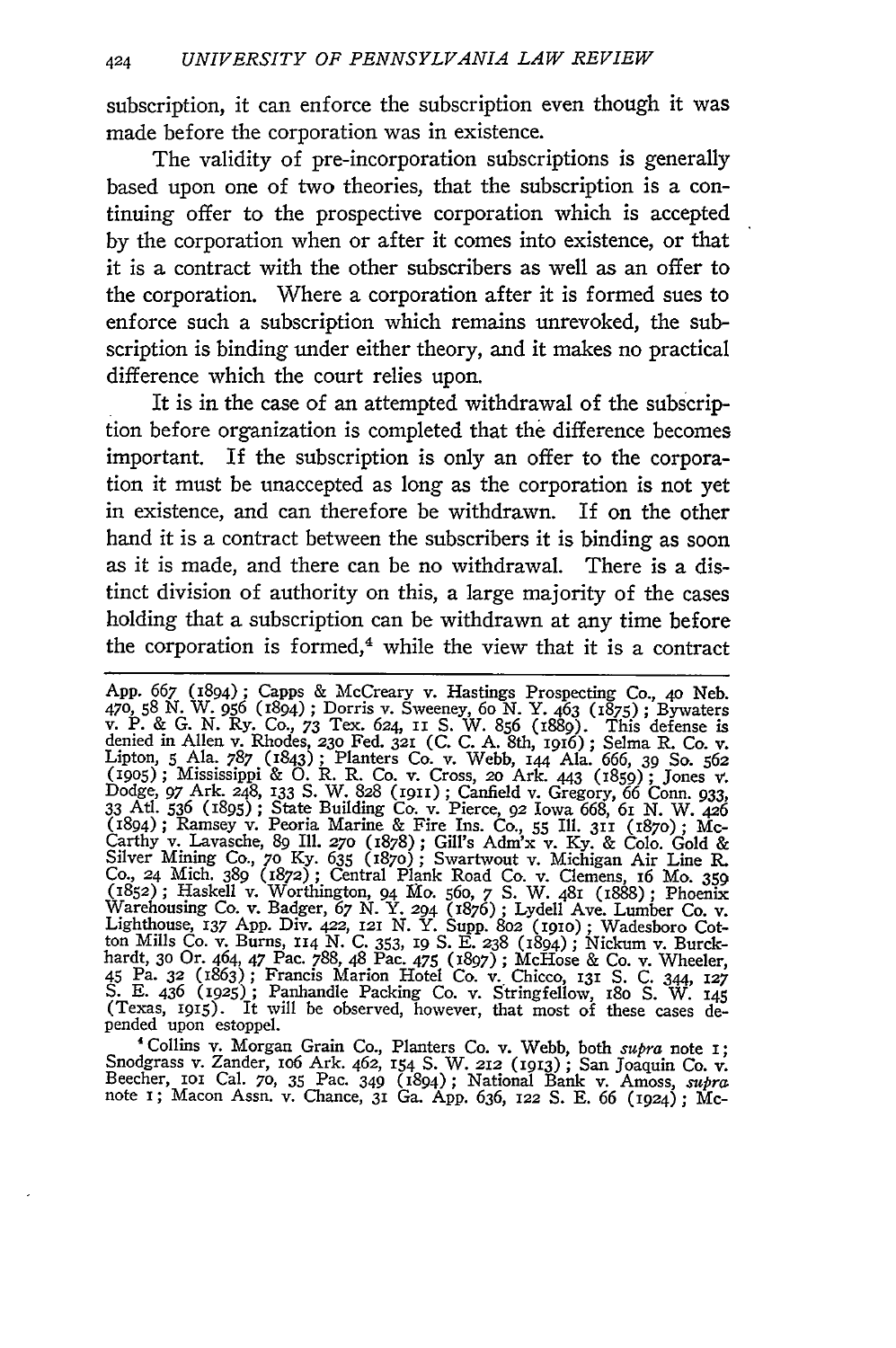subscription, it can enforce the subscription even though it was made before the corporation was in existence.

The validity of pre-incorporation subscriptions is generally based upon one of two theories, that the subscription is a continuing offer to the prospective corporation which is accepted by the corporation when or after it comes into existence, or that it is a contract with the other subscribers as well as an offer to the corporation. Where a corporation after it is formed sues to enforce such a subscription which remains unrevoked, the subscription is binding under either theory, and it makes no practical difference which the court relies upon.

It is in the case of an attempted withdrawal of the subscription before organization is completed that the difference becomes important. If the subscription is only an offer to the corporation it must be unaccepted as long as the corporation is not yet in existence, and can therefore be withdrawn. If on the other hand it is a contract between the subscribers it is binding as soon as it is made, and there can be no withdrawal. There is a distinct division of authority on this, a large majority of the cases holding that a subscription can be withdrawn at any time before the corporation is formed,[4] while the view that it is a contract

---

App. 667 (1894); Capps & McCreary v. Hastings Prospecting Co., 40 Neb. 470, 58 N. W. 956 (1894); Dorris v. Sweeney, 60 N. Y. 463 (1875); Bywaters v. P. & G. N. Ry. Co., 73 Tex. 624, 11 S. W. 856 (1889). This defense is denied in Allen v. Rhodes, 230 Fed. 321 (C. C. A. 8th, 1916); Selma R. Co. v. Lipton, 5 Ala. 787 (1843); Planters Co. v. Webb, 144 Ala. 666, 39 So. 562 (1905); Mississippi & O. R. R. Co. v. Cross, 20 Ark. 443 (1859); Jones v. Dodge, 97 Ark. 248, 133 S. W. 828 (1911); Canfield v. Gregory, 66 Conn. 933, 33 Atl. 536 (1895); State Building Co. v. Pierce, 92 Iowa 668, 61 N. W. 426 (1894); Ramsey v. Peoria Marine & Fire Ins. Co., 55 Ill. 311 (1870); McCarthy v. Lavasche, 89 Ill. 270 (1878); Gill's Adm'x v. Ky. & Colo. Gold & Silver Mining Co., 70 Ky. 635 (1870); Swartwout v. Michigan Air Line R. Co., 24 Mich. 389 (1872); Central Plank Road Co. v. Clemens, 16 Mo. 359 (1852); Haskell v. Worthington, 94 Mo. 560, 7 S. W. 481 (1888); Phoenix Warehousing Co. v. Badger, 67 N. Y. 294 (1876); Lydell Ave. Lumber Co. v. Lighthouse, 137 App. Div. 422, 121 N. Y. Supp. 802 (1910); Wadesboro Cotton Mills Co. v. Burns, 114 N. C. 353, 19 S. E. 238 (1894); Nickum v. Burckhardt, 30 Or. 464, 47 Pac. 788, 48 Pac. 475 (1897); McHose & Co. v. Wheeler, 45 Pa. 32 (1863); Francis Marion Hotel Co. v. Chicco, 131 S. C. 344, 127 S. E. 436 (1925); Panhandle Packing Co. v. Stringfellow, 180 S. W. 145 (Texas, 1915). It will be observed, however, that most of these cases depended upon estoppel.

[4] Collins v. Morgan Grain Co., Planters Co. v. Webb, both *supra* note 1; Snodgrass v. Zander, 106 Ark. 462, 154 S. W. 212 (1913); San Joaquin Co. v. Beecher, 101 Cal. 70, 35 Pac. 349 (1894); National Bank v. Amoss, *supra* note 1; Macon Assn. v. Chance, 31 Ga. App. 636, 122 S. E. 66 (1924); Mc-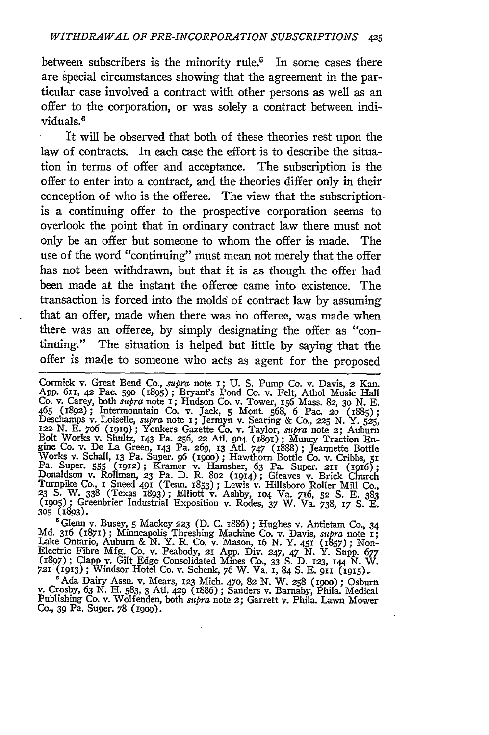between subscribers is the minority rule.[5] In some cases there are special circumstances showing that the agreement in the particular case involved a contract with other persons as well as an offer to the corporation, or was solely a contract between individuals.[6]

It will be observed that both of these theories rest upon the law of contracts. In each case the effort is to describe the situation in terms of offer and acceptance. The subscription is the offer to enter into a contract, and the theories differ only in their conception of who is the offeree. The view that the subscription is a continuing offer to the prospective corporation seems to overlook the point that in ordinary contract law there must not only be an offer but someone to whom the offer is made. The use of the word "continuing" must mean not merely that the offer has not been withdrawn, but that it is as though the offer had been made at the instant the offeree came into existence. The transaction is forced into the molds of contract law by assuming that an offer, made when there was no offeree, was made when there was an offeree, by simply designating the offer as "continuing." The situation is helped but little by saying that the offer is made to someone who acts as agent for the proposed

---

Cormick v. Great Bend Co., *supra* note 1; U. S. Pump Co. v. Davis, 2 Kan. App. 611, 42 Pac. 590 (1895); Bryant's Pond Co. v. Felt, Athol Music Hall Co. v. Carey, both *supra* note 1; Hudson Co. v. Tower, 156 Mass. 82, 30 N. E. 465 (1892); Intermountain Co. v. Jack, 5 Mont. 568, 6 Pac. 20 (1885); Deschamps v. Loiselle, *supra* note 1; Jermyn v. Searing & Co., 225 N. Y. 525, 122 N. E. 706 (1919); Yonkers Gazette Co. v. Taylor, *supra* note 2; Auburn Bolt Works v. Shultz, 143 Pa. 256, 22 Atl. 904 (1891); Muncy Traction Engine Co. v. De La Green, 143 Pa. 269, 13 Atl. 747 (1888); Jeannette Bottle Works v. Schall, 13 Pa. Super. 96 (1900); Hawthorn Bottle Co. v. Cribbs, 51 Pa. Super. 555 (1912); Kramer v. Hamsher, 63 Pa. Super. 211 (1916); Donaldson v. Rollman, 23 Pa. D. R. 802 (1914); Gleaves v. Brick Church Turnpike Co., 1 Sneed 491 (Tenn. 1853); Lewis v. Hillsboro Roller Mill Co., 23 S. W. 338 (Texas 1893); Elliott v. Ashby, 104 Va. 716, 52 S. E. 383 (1905); Greenbrier Industrial Exposition v. Rodes, 37 W. Va. 738, 17 S. E. 305 (1893).

[5] Glenn v. Busey, 5 Mackey 223 (D. C. 1886); Hughes v. Antietam Co., 34 Md. 316 (1871); Minneapolis Threshing Machine Co. v. Davis, *supra* note 1; Lake Ontario, Auburn & N. Y. R. Co. v. Mason, 16 N. Y. 451 (1857); Non-Electric Fibre Mfg. Co. v. Peabody, 21 App. Div. 247, 47 N. Y. Supp. 677 (1897); Clapp v. Gilt Edge Consolidated Mines Co., 33 S. D. 123, 144 N. W. 721 (1913); Windsor Hotel Co. v. Schenk, 76 W. Va. 1, 84 S. E. 911 (1915).

[6] Ada Dairy Assn. v. Mears, 123 Mich. 470, 82 N. W. 258 (1900); Osburn v. Crosby, 63 N. H. 583, 3 Atl. 429 (1886); Sanders v. Barnaby, Phila. Medical Publishing Co. v. Wolfenden, both *supra* note 2; Garrett v. Phila. Lawn Mower Co., 39 Pa. Super. 78 (1909).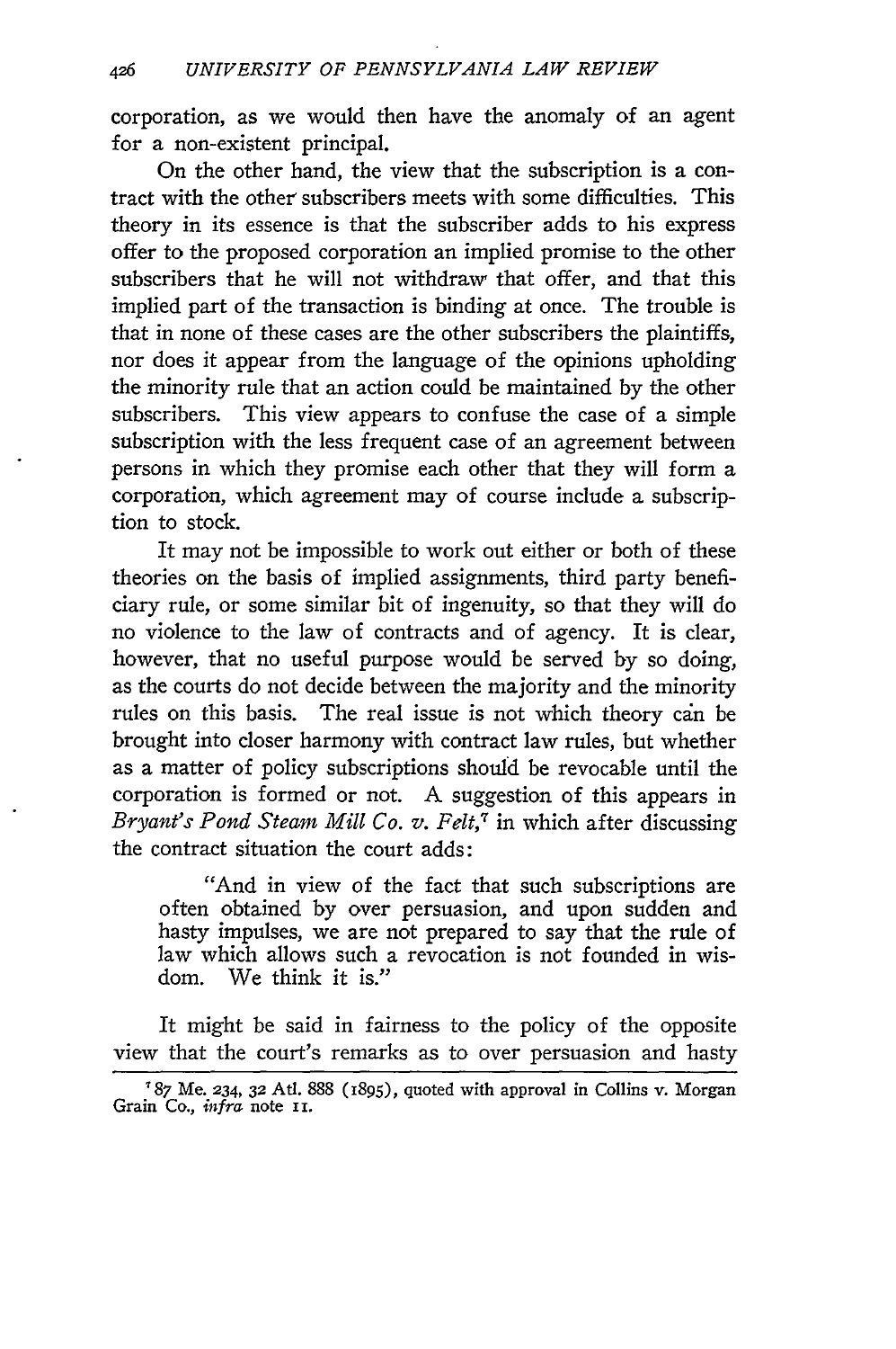corporation, as we would then have the anomaly of an agent for a non-existent principal.

On the other hand, the view that the subscription is a contract with the other subscribers meets with some difficulties. This theory in its essence is that the subscriber adds to his express offer to the proposed corporation an implied promise to the other subscribers that he will not withdraw that offer, and that this implied part of the transaction is binding at once. The trouble is that in none of these cases are the other subscribers the plaintiffs, nor does it appear from the language of the opinions upholding the minority rule that an action could be maintained by the other subscribers. This view appears to confuse the case of a simple subscription with the less frequent case of an agreement between persons in which they promise each other that they will form a corporation, which agreement may of course include a subscription to stock.

It may not be impossible to work out either or both of these theories on the basis of implied assignments, third party beneficiary rule, or some similar bit of ingenuity, so that they will do no violence to the law of contracts and of agency. It is clear, however, that no useful purpose would be served by so doing, as the courts do not decide between the majority and the minority rules on this basis. The real issue is not which theory can be brought into closer harmony with contract law rules, but whether as a matter of policy subscriptions should be revocable until the corporation is formed or not. A suggestion of this appears in *Bryant's Pond Steam Mill Co. v. Felt*,[7] in which after discussing the contract situation the court adds:

> "And in view of the fact that such subscriptions are often obtained by over persuasion, and upon sudden and hasty impulses, we are not prepared to say that the rule of law which allows such a revocation is not founded in wisdom. We think it is."

It might be said in fairness to the policy of the opposite view that the court's remarks as to over persuasion and hasty

---

[7] 87 Me. 234, 32 Atl. 888 (1895), quoted with approval in Collins v. Morgan Grain Co., *infra* note 11.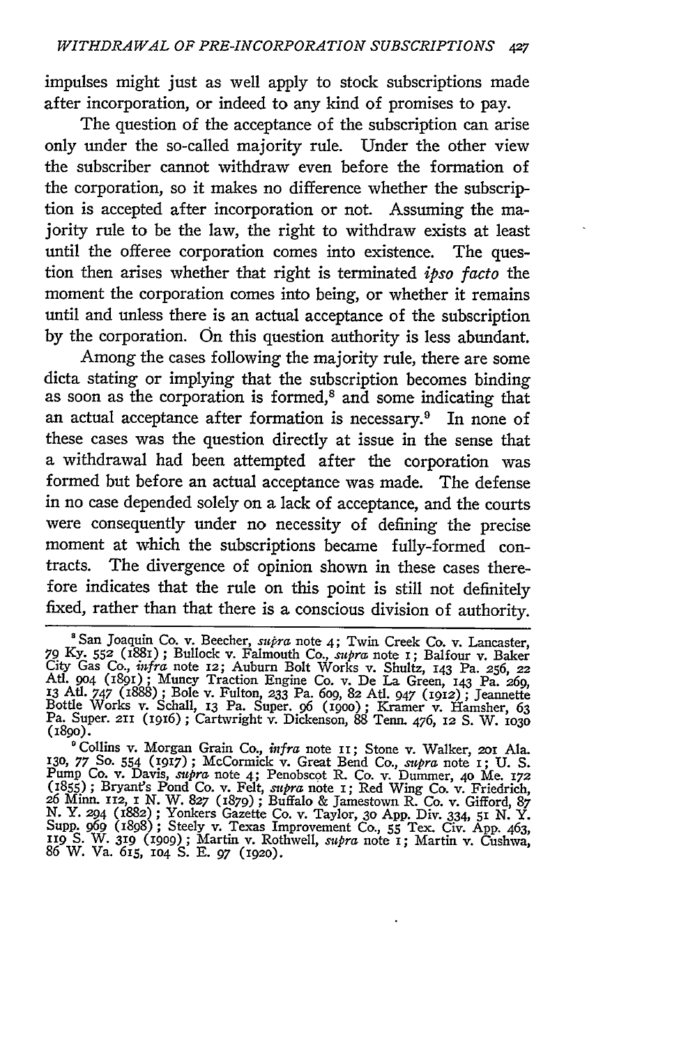impulses might just as well apply to stock subscriptions made after incorporation, or indeed to any kind of promises to pay.

The question of the acceptance of the subscription can arise only under the so-called majority rule. Under the other view the subscriber cannot withdraw even before the formation of the corporation, so it makes no difference whether the subscription is accepted after incorporation or not. Assuming the majority rule to be the law, the right to withdraw exists at least until the offeree corporation comes into existence. The question then arises whether that right is terminated *ipso facto* the moment the corporation comes into being, or whether it remains until and unless there is an actual acceptance of the subscription by the corporation. On this question authority is less abundant.

Among the cases following the majority rule, there are some dicta stating or implying that the subscription becomes binding as soon as the corporation is formed,[8] and some indicating that an actual acceptance after formation is necessary.[9] In none of these cases was the question directly at issue in the sense that a withdrawal had been attempted after the corporation was formed but before an actual acceptance was made. The defense in no case depended solely on a lack of acceptance, and the courts were consequently under no necessity of defining the precise moment at which the subscriptions became fully-formed contracts. The divergence of opinion shown in these cases therefore indicates that the rule on this point is still not definitely fixed, rather than that there is a conscious division of authority.

---

[8] San Joaquin Co. v. Beecher, *supra* note 4; Twin Creek Co. v. Lancaster, 79 Ky. 552 (1881); Bullock v. Falmouth Co., *supra* note 1; Balfour v. Baker City Gas Co., *infra* note 12; Auburn Bolt Works v. Shultz, 143 Pa. 256, 22 Atl. 904 (1891); Muncy Traction Engine Co. v. De La Green, 143 Pa. 269, 13 Atl. 747 (1888); Bole v. Fulton, 233 Pa. 609, 82 Atl. 947 (1912); Jeannette Bottle Works v. Schall, 13 Pa. Super. 96 (1900); Kramer v. Hamsher, 63 Pa. Super. 211 (1916); Cartwright v. Dickenson, 88 Tenn. 476, 12 S. W. 1030 (1890).

[9] Collins v. Morgan Grain Co., *infra* note 11; Stone v. Walker, 201 Ala. 130, 77 So. 554 (1917); McCormick v. Great Bend Co., *supra* note 1; U. S. Pump Co. v. Davis, *supra* note 4; Penobscot R. Co. v. Dummer, 40 Me. 172 (1855); Bryant's Pond Co. v. Felt, *supra* note 1; Red Wing Co. v. Friedrich, 26 Minn. 112, 1 N. W. 827 (1879); Buffalo & Jamestown R. Co. v. Gifford, 87 N. Y. 294 (1882); Yonkers Gazette Co. v. Taylor, 30 App. Div. 334, 51 N. Y. Supp. 969 (1898); Steely v. Texas Improvement Co., 55 Tex. Civ. App. 463, 119 S. W. 319 (1909); Martin v. Rothwell, *supra* note 1; Martin v. Cushwa, 86 W. Va. 615, 104 S. E. 97 (1920).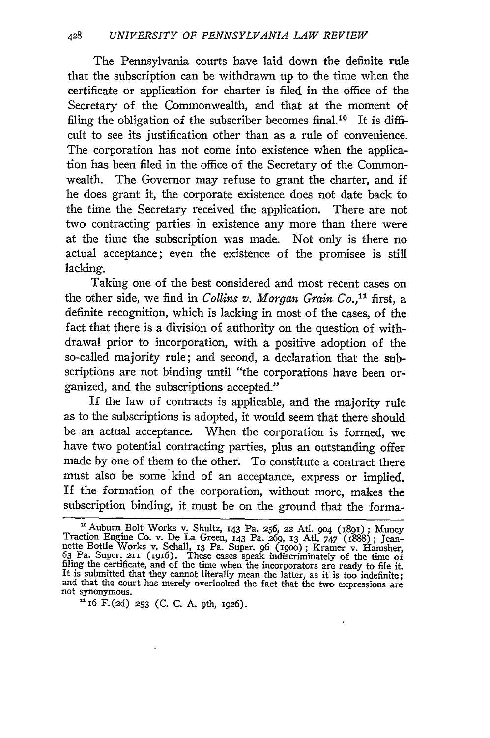The Pennsylvania courts have laid down the definite rule that the subscription can be withdrawn up to the time when the certificate or application for charter is filed in the office of the Secretary of the Commonwealth, and that at the moment of filing the obligation of the subscriber becomes final.[10] It is difficult to see its justification other than as a rule of convenience. The corporation has not come into existence when the application has been filed in the office of the Secretary of the Commonwealth. The Governor may refuse to grant the charter, and if he does grant it, the corporate existence does not date back to the time the Secretary received the application. There are not two contracting parties in existence any more than there were at the time the subscription was made. Not only is there no actual acceptance; even the existence of the promisee is still lacking.

Taking one of the best considered and most recent cases on the other side, we find in *Collins v. Morgan Grain Co.*,[11] first, a definite recognition, which is lacking in most of the cases, of the fact that there is a division of authority on the question of withdrawal prior to incorporation, with a positive adoption of the so-called majority rule; and second, a declaration that the subscriptions are not binding until "the corporations have been organized, and the subscriptions accepted."

If the law of contracts is applicable, and the majority rule as to the subscriptions is adopted, it would seem that there should be an actual acceptance. When the corporation is formed, we have two potential contracting parties, plus an outstanding offer made by one of them to the other. To constitute a contract there must also be some kind of an acceptance, express or implied. If the formation of the corporation, without more, makes the subscription binding, it must be on the ground that the forma-

---

[10] Auburn Bolt Works v. Shultz, 143 Pa. 256, 22 Atl. 904 (1891); Muncy Traction Engine Co. v. De La Green, 143 Pa. 269, 13 Atl. 747 (1888); Jeannette Bottle Works v. Schall, 13 Pa. Super. 96 (1900); Kramer v. Hamsher, 63 Pa. Super. 211 (1916). These cases speak indiscriminately of the time of filing the certificate, and of the time when the incorporators are ready to file it. It is submitted that they cannot literally mean the latter, as it is too indefinite; and that the court has merely overlooked the fact that the two expressions are not synonymous.

[11] 16 F.(2d) 253 (C. C. A. 9th, 1926).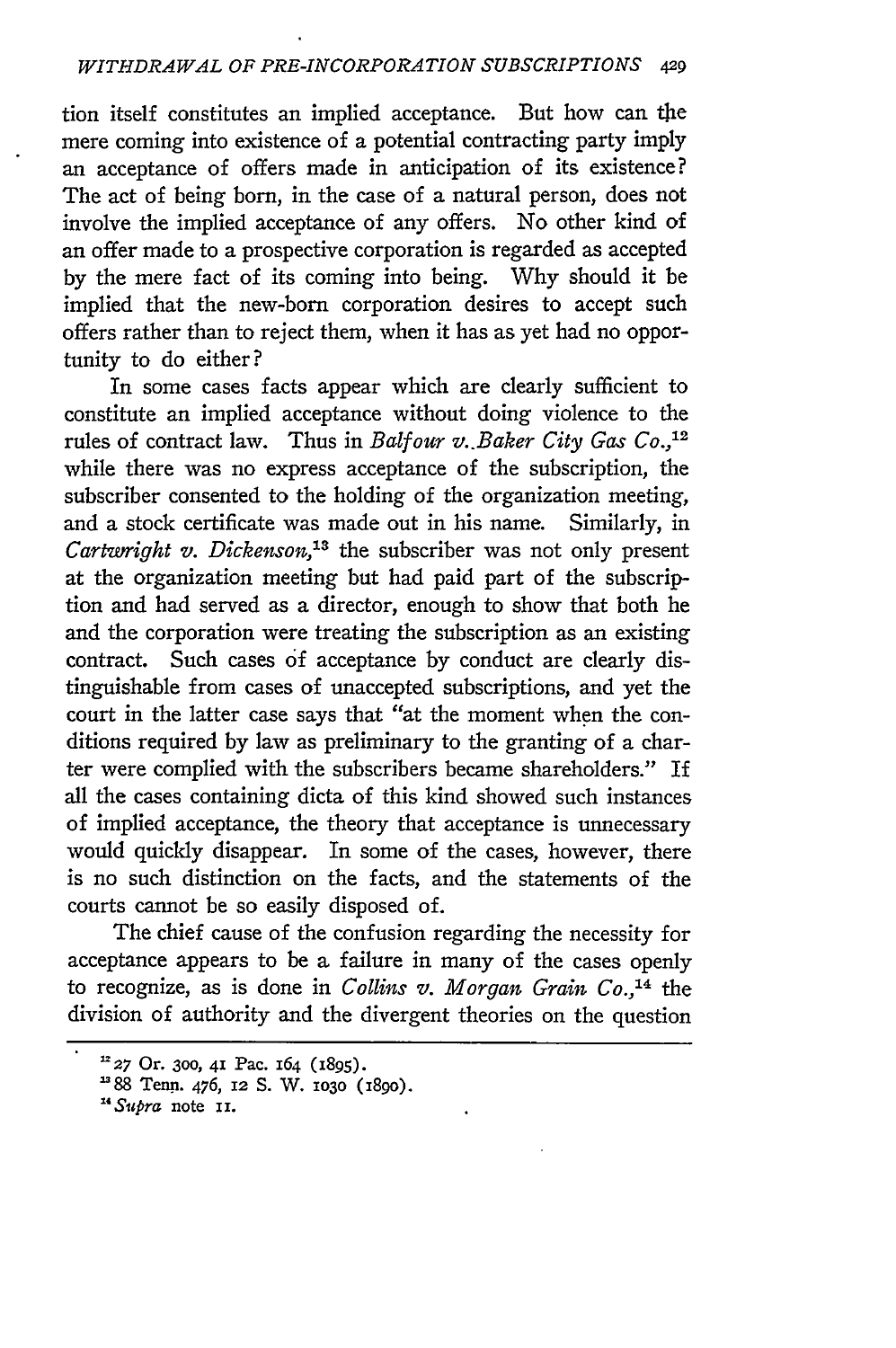tion itself constitutes an implied acceptance. But how can the mere coming into existence of a potential contracting party imply an acceptance of offers made in anticipation of its existence? The act of being born, in the case of a natural person, does not involve the implied acceptance of any offers. No other kind of an offer made to a prospective corporation is regarded as accepted by the mere fact of its coming into being. Why should it be implied that the new-born corporation desires to accept such offers rather than to reject them, when it has as yet had no opportunity to do either?

In some cases facts appear which are clearly sufficient to constitute an implied acceptance without doing violence to the rules of contract law. Thus in *Balfour v. Baker City Gas Co.*,[12] while there was no express acceptance of the subscription, the subscriber consented to the holding of the organization meeting, and a stock certificate was made out in his name. Similarly, in *Cartwright v. Dickenson*,[13] the subscriber was not only present at the organization meeting but had paid part of the subscription and had served as a director, enough to show that both he and the corporation were treating the subscription as an existing contract. Such cases of acceptance by conduct are clearly distinguishable from cases of unaccepted subscriptions, and yet the court in the latter case says that "at the moment when the conditions required by law as preliminary to the granting of a charter were complied with the subscribers became shareholders." If all the cases containing dicta of this kind showed such instances of implied acceptance, the theory that acceptance is unnecessary would quickly disappear. In some of the cases, however, there is no such distinction on the facts, and the statements of the courts cannot be so easily disposed of.

The chief cause of the confusion regarding the necessity for acceptance appears to be a failure in many of the cases openly to recognize, as is done in *Collins v. Morgan Grain Co.*,[14] the division of authority and the divergent theories on the question

---

[12] 27 Or. 300, 41 Pac. 164 (1895).

[13] 88 Tenn. 476, 12 S. W. 1030 (1890).

[14] *Supra* note 11.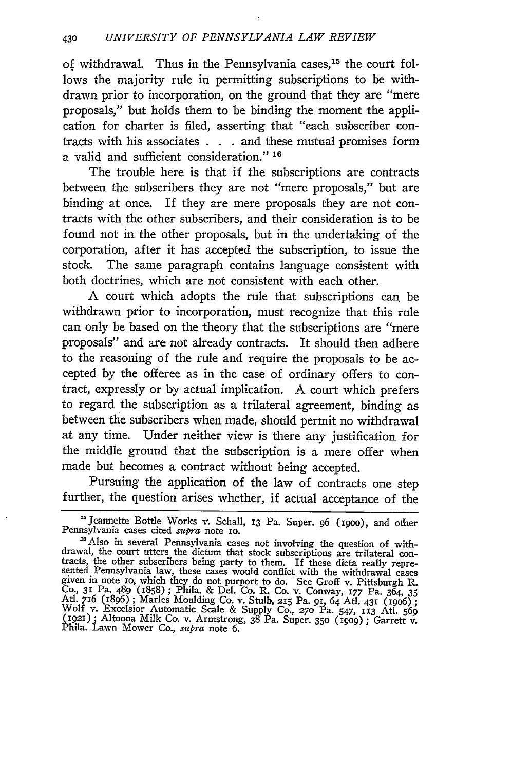of withdrawal. Thus in the Pennsylvania cases,[15] the court follows the majority rule in permitting subscriptions to be withdrawn prior to incorporation, on the ground that they are "mere proposals," but holds them to be binding the moment the application for charter is filed, asserting that "each subscriber contracts with his associates . . . and these mutual promises form a valid and sufficient consideration." [16]

The trouble here is that if the subscriptions are contracts between the subscribers they are not "mere proposals," but are binding at once. If they are mere proposals they are not contracts with the other subscribers, and their consideration is to be found not in the other proposals, but in the undertaking of the corporation, after it has accepted the subscription, to issue the stock. The same paragraph contains language consistent with both doctrines, which are not consistent with each other.

A court which adopts the rule that subscriptions can be withdrawn prior to incorporation, must recognize that this rule can only be based on the theory that the subscriptions are "mere proposals" and are not already contracts. It should then adhere to the reasoning of the rule and require the proposals to be accepted by the offeree as in the case of ordinary offers to contract, expressly or by actual implication. A court which prefers to regard the subscription as a trilateral agreement, binding as between the subscribers when made, should permit no withdrawal at any time. Under neither view is there any justification for the middle ground that the subscription is a mere offer when made but becomes a contract without being accepted.

Pursuing the application of the law of contracts one step further, the question arises whether, if actual acceptance of the

---

[15] Jeannette Bottle Works v. Schall, 13 Pa. Super. 96 (1900), and other Pennsylvania cases cited *supra* note 10.

[16] Also in several Pennsylvania cases not involving the question of withdrawal, the court utters the dictum that stock subscriptions are trilateral contracts, the other subscribers being party to them. If these dicta really represented Pennsylvania law, these cases would conflict with the withdrawal cases given in note 10, which they do not purport to do. See Groff v. Pittsburgh R. Co., 31 Pa. 489 (1858); Phila. & Del. Co. R. Co. v. Conway, 177 Pa. 364, 35 Atl. 716 (1896); Marles Moulding Co. v. Stulb, 215 Pa. 91, 64 Atl. 431 (1906); Wolf v. Excelsior Automatic Scale & Supply Co., 270 Pa. 547, 113 Atl. 569 (1921); Altoona Milk Co. v. Armstrong, 38 Pa. Super. 350 (1909); Garrett v. Phila. Lawn Mower Co., *supra* note 6.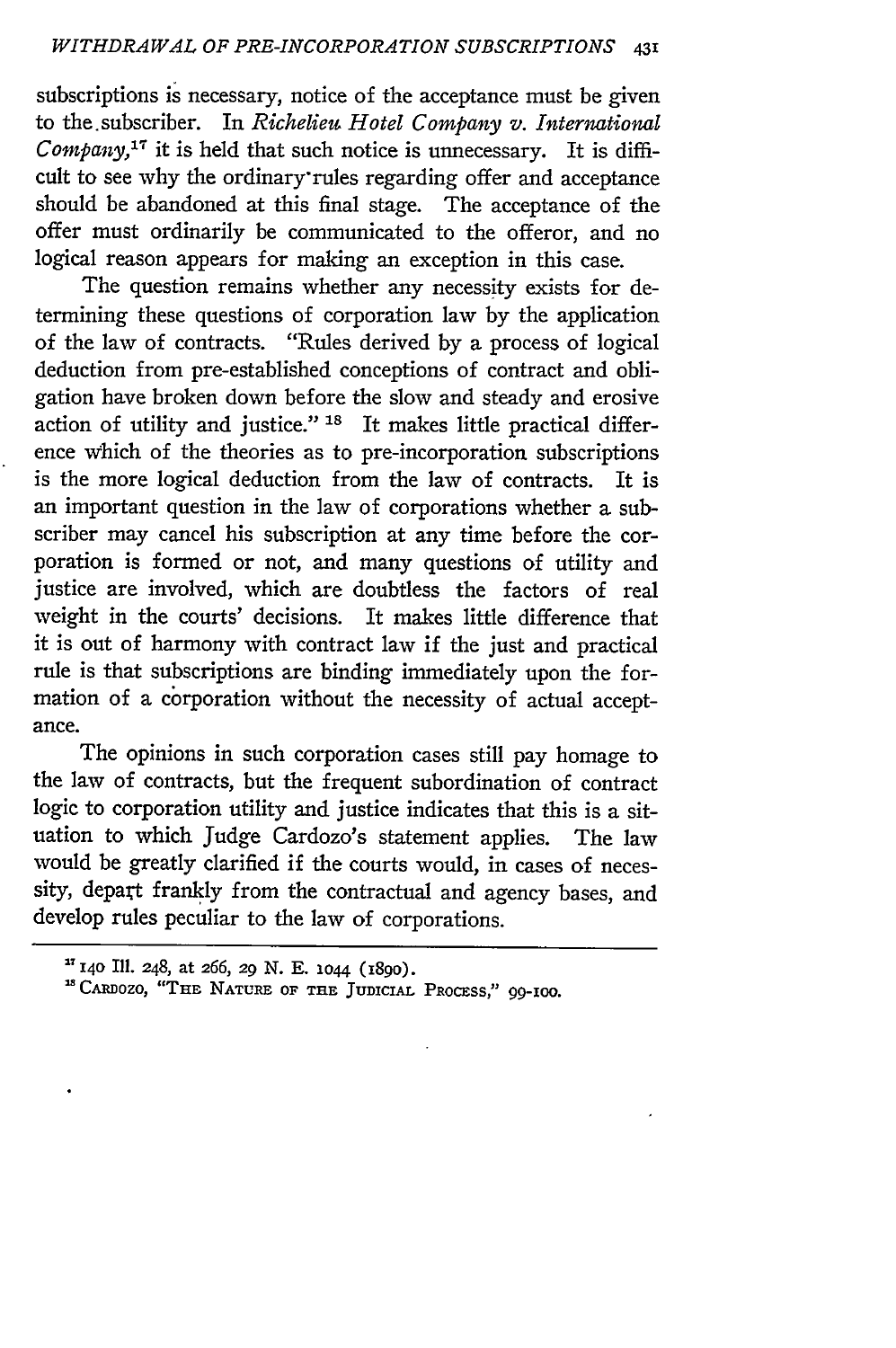subscriptions is necessary, notice of the acceptance must be given to the subscriber. In *Richelieu Hotel Company v. International Company*,[17] it is held that such notice is unnecessary. It is difficult to see why the ordinary rules regarding offer and acceptance should be abandoned at this final stage. The acceptance of the offer must ordinarily be communicated to the offeror, and no logical reason appears for making an exception in this case.

The question remains whether any necessity exists for determining these questions of corporation law by the application of the law of contracts. "Rules derived by a process of logical deduction from pre-established conceptions of contract and obligation have broken down before the slow and steady and erosive action of utility and justice." [18] It makes little practical difference which of the theories as to pre-incorporation subscriptions is the more logical deduction from the law of contracts. It is an important question in the law of corporations whether a subscriber may cancel his subscription at any time before the corporation is formed or not, and many questions of utility and justice are involved, which are doubtless the factors of real weight in the courts' decisions. It makes little difference that it is out of harmony with contract law if the just and practical rule is that subscriptions are binding immediately upon the formation of a corporation without the necessity of actual acceptance.

The opinions in such corporation cases still pay homage to the law of contracts, but the frequent subordination of contract logic to corporation utility and justice indicates that this is a situation to which Judge Cardozo's statement applies. The law would be greatly clarified if the courts would, in cases of necessity, depart frankly from the contractual and agency bases, and develop rules peculiar to the law of corporations.

---

[17] 140 Ill. 248, at 266, 29 N. E. 1044 (1890).

[18] CARDOZO, "THE NATURE OF THE JUDICIAL PROCESS," 99-100.